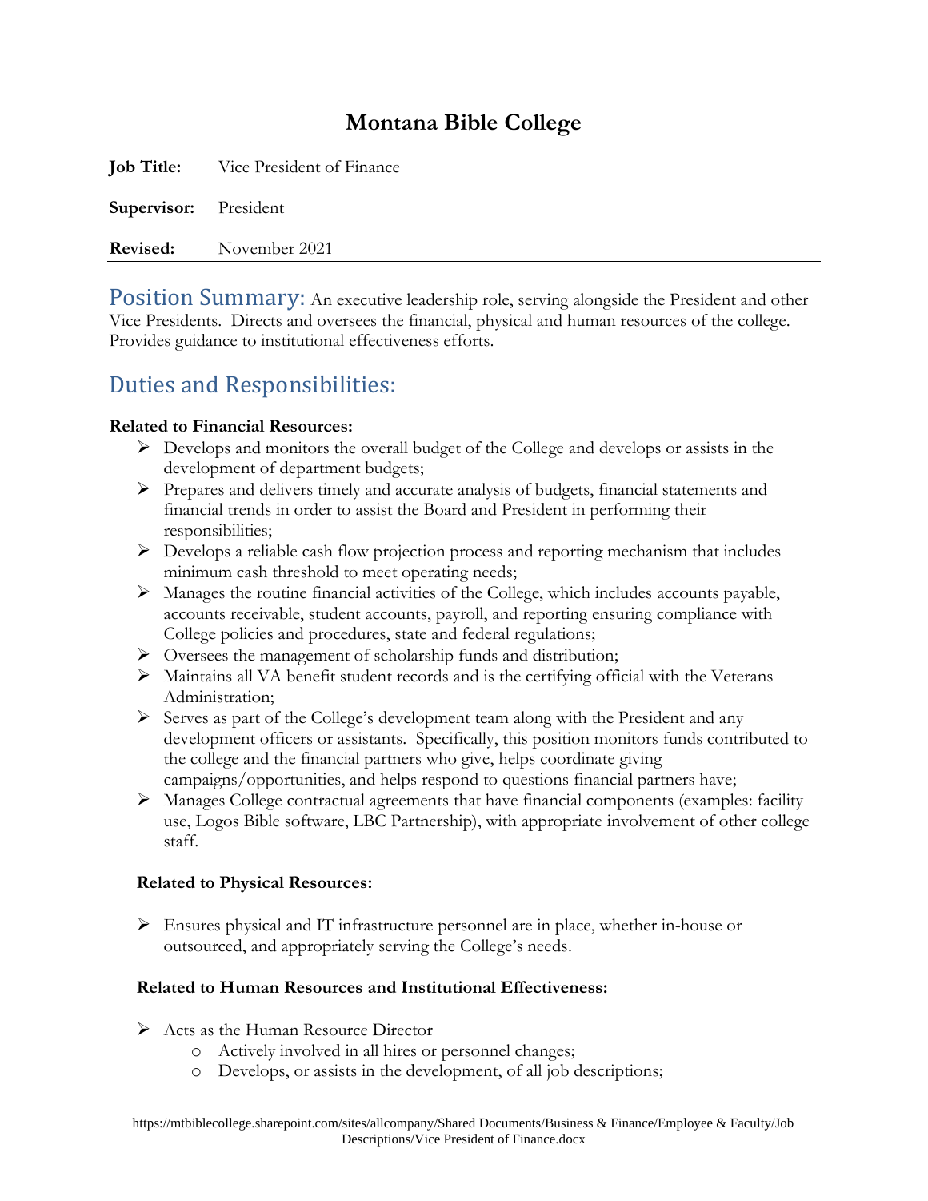# Montana Bible College

**Job Title:** Vice President of Finance

**Supervisor:** President

**Revised:** November 2021

---

## Position Summary:

An executive leadership role, serving alongside the President and other Vice Presidents. Directs and oversees the financial, physical and human resources of the college. Provides guidance to institutional effectiveness efforts.

## Duties and Responsibilities:

**Related to Financial Resources:**

- Develops and monitors the overall budget of the College and develops or assists in the development of department budgets;
- Prepares and delivers timely and accurate analysis of budgets, financial statements and financial trends in order to assist the Board and President in performing their responsibilities;
- Develops a reliable cash flow projection process and reporting mechanism that includes minimum cash threshold to meet operating needs;
- Manages the routine financial activities of the College, which includes accounts payable, accounts receivable, student accounts, payroll, and reporting ensuring compliance with College policies and procedures, state and federal regulations;
- Oversees the management of scholarship funds and distribution;
- Maintains all VA benefit student records and is the certifying official with the Veterans Administration;
- Serves as part of the College's development team along with the President and any development officers or assistants. Specifically, this position monitors funds contributed to the college and the financial partners who give, helps coordinate giving campaigns/opportunities, and helps respond to questions financial partners have;
- Manages College contractual agreements that have financial components (examples: facility use, Logos Bible software, LBC Partnership), with appropriate involvement of other college staff.

**Related to Physical Resources:**

- Ensures physical and IT infrastructure personnel are in place, whether in-house or outsourced, and appropriately serving the College's needs.

**Related to Human Resources and Institutional Effectiveness:**

- Acts as the Human Resource Director
  - Actively involved in all hires or personnel changes;
  - Develops, or assists in the development, of all job descriptions;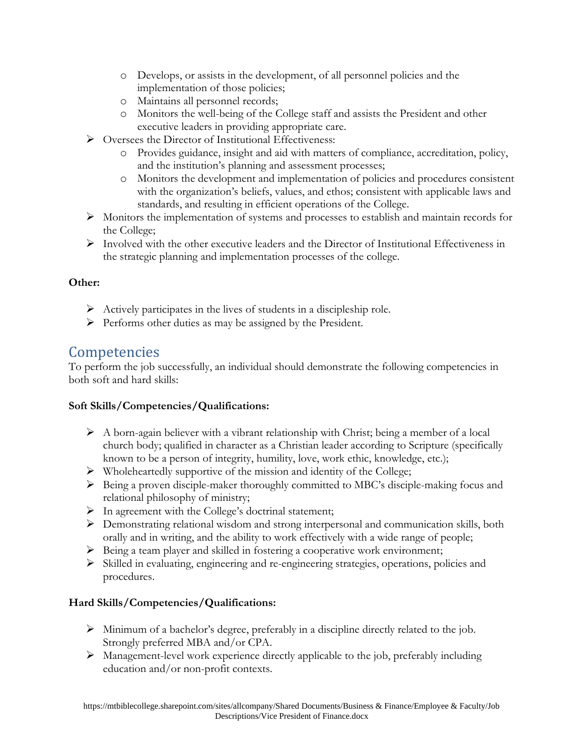- Develops, or assists in the development, of all personnel policies and the implementation of those policies;
    - Maintains all personnel records;
    - Monitors the well-being of the College staff and assists the President and other executive leaders in providing appropriate care.
- Oversees the Director of Institutional Effectiveness:
    - Provides guidance, insight and aid with matters of compliance, accreditation, policy, and the institution's planning and assessment processes;
    - Monitors the development and implementation of policies and procedures consistent with the organization's beliefs, values, and ethos; consistent with applicable laws and standards, and resulting in efficient operations of the College.
- Monitors the implementation of systems and processes to establish and maintain records for the College;
- Involved with the other executive leaders and the Director of Institutional Effectiveness in the strategic planning and implementation processes of the college.

**Other:**

- Actively participates in the lives of students in a discipleship role.
- Performs other duties as may be assigned by the President.

## Competencies

To perform the job successfully, an individual should demonstrate the following competencies in both soft and hard skills:

**Soft Skills/Competencies/Qualifications:**

- A born-again believer with a vibrant relationship with Christ; being a member of a local church body; qualified in character as a Christian leader according to Scripture (specifically known to be a person of integrity, humility, love, work ethic, knowledge, etc.);
- Wholeheartedly supportive of the mission and identity of the College;
- Being a proven disciple-maker thoroughly committed to MBC's disciple-making focus and relational philosophy of ministry;
- In agreement with the College's doctrinal statement;
- Demonstrating relational wisdom and strong interpersonal and communication skills, both orally and in writing, and the ability to work effectively with a wide range of people;
- Being a team player and skilled in fostering a cooperative work environment;
- Skilled in evaluating, engineering and re-engineering strategies, operations, policies and procedures.

**Hard Skills/Competencies/Qualifications:**

- Minimum of a bachelor's degree, preferably in a discipline directly related to the job. Strongly preferred MBA and/or CPA.
- Management-level work experience directly applicable to the job, preferably including education and/or non-profit contexts.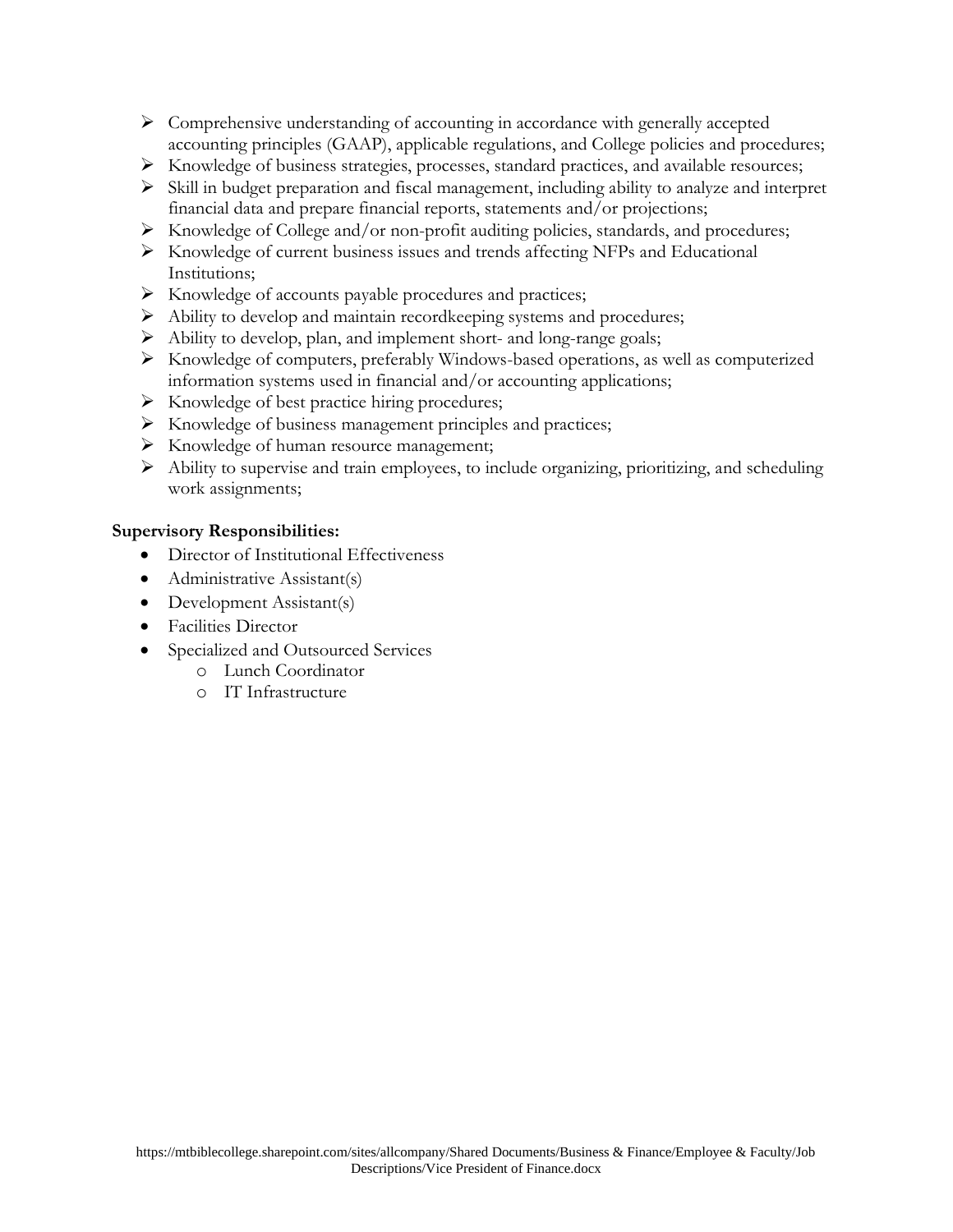- Comprehensive understanding of accounting in accordance with generally accepted accounting principles (GAAP), applicable regulations, and College policies and procedures;
- Knowledge of business strategies, processes, standard practices, and available resources;
- Skill in budget preparation and fiscal management, including ability to analyze and interpret financial data and prepare financial reports, statements and/or projections;
- Knowledge of College and/or non-profit auditing policies, standards, and procedures;
- Knowledge of current business issues and trends affecting NFPs and Educational Institutions;
- Knowledge of accounts payable procedures and practices;
- Ability to develop and maintain recordkeeping systems and procedures;
- Ability to develop, plan, and implement short- and long-range goals;
- Knowledge of computers, preferably Windows-based operations, as well as computerized information systems used in financial and/or accounting applications;
- Knowledge of best practice hiring procedures;
- Knowledge of business management principles and practices;
- Knowledge of human resource management;
- Ability to supervise and train employees, to include organizing, prioritizing, and scheduling work assignments;

**Supervisory Responsibilities:**

- Director of Institutional Effectiveness
- Administrative Assistant(s)
- Development Assistant(s)
- Facilities Director
- Specialized and Outsourced Services
  - Lunch Coordinator
  - IT Infrastructure

https://mtbiblecollege.sharepoint.com/sites/allcompany/Shared Documents/Business & Finance/Employee & Faculty/Job Descriptions/Vice President of Finance.docx